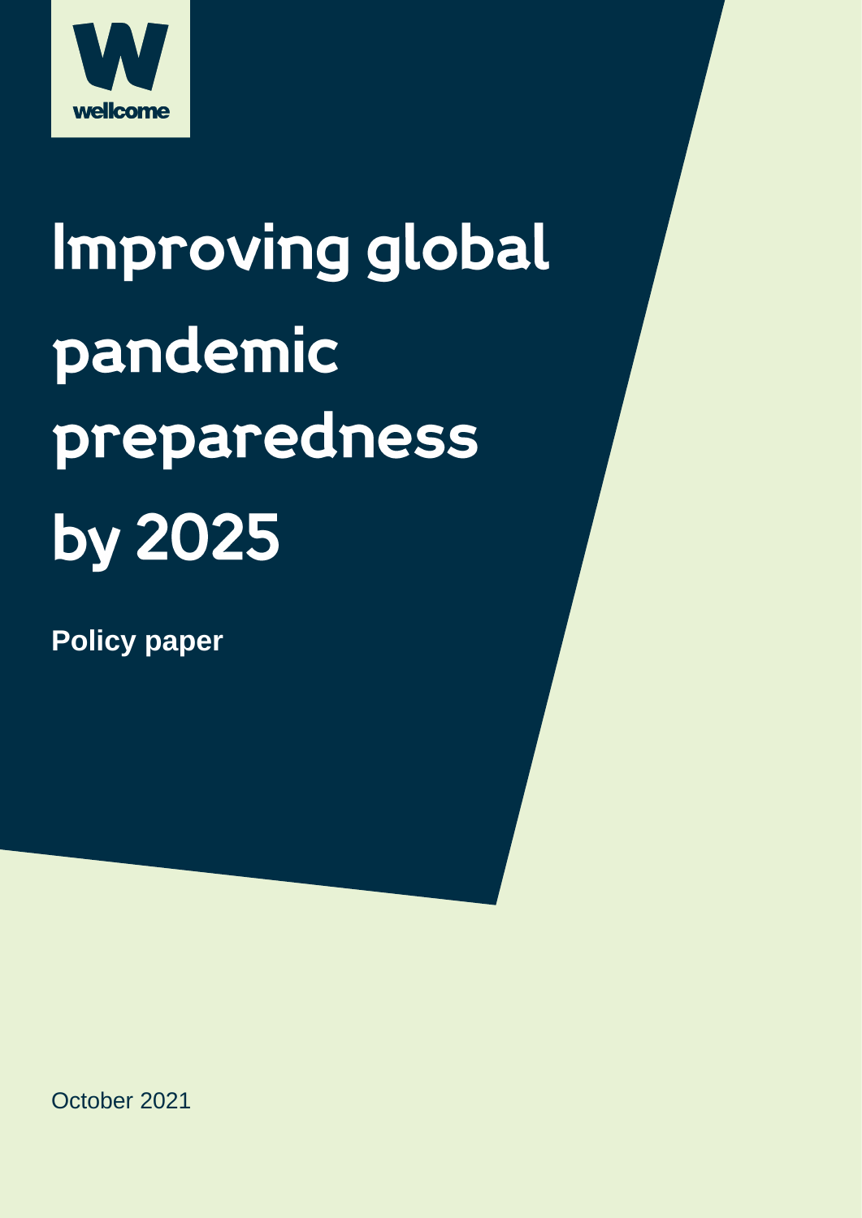wellcome

# Improving global pandemic preparedness by 2025

**Policy paper**

October 2021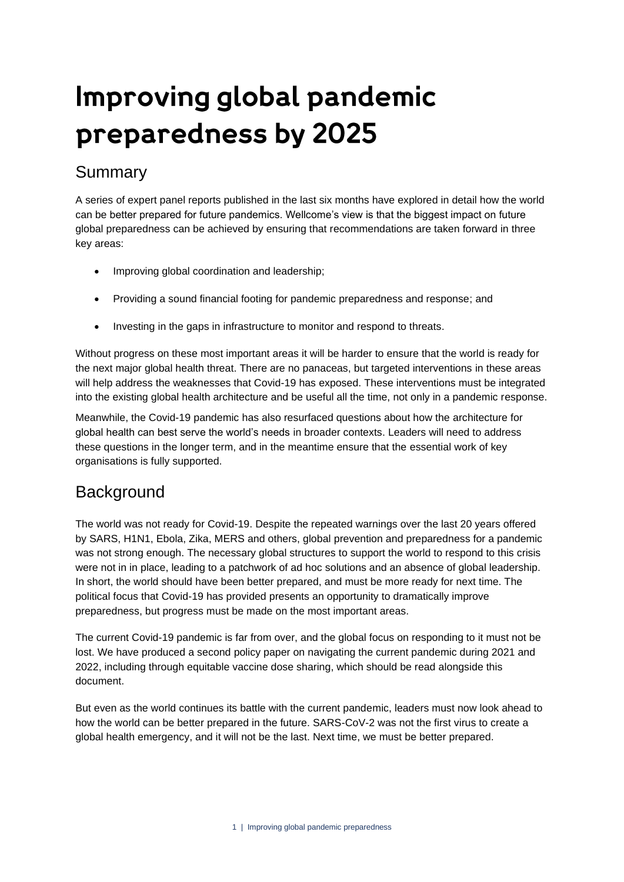# Improving global pandemic preparedness by 2025

## Summary

A series of expert panel reports published in the last six months have explored in detail how the world can be better prepared for future pandemics. Wellcome's view is that the biggest impact on future global preparedness can be achieved by ensuring that recommendations are taken forward in three key areas:

- Improving global coordination and leadership;
- Providing a sound financial footing for pandemic preparedness and response; and
- Investing in the gaps in infrastructure to monitor and respond to threats.

Without progress on these most important areas it will be harder to ensure that the world is ready for the next major global health threat. There are no panaceas, but targeted interventions in these areas will help address the weaknesses that Covid-19 has exposed. These interventions must be integrated into the existing global health architecture and be useful all the time, not only in a pandemic response.

Meanwhile, the Covid-19 pandemic has also resurfaced questions about how the architecture for global health can best serve the world's needs in broader contexts. Leaders will need to address these questions in the longer term, and in the meantime ensure that the essential work of key organisations is fully supported.

## Background

The world was not ready for Covid-19. Despite the repeated warnings over the last 20 years offered by SARS, H1N1, Ebola, Zika, MERS and others, global prevention and preparedness for a pandemic was not strong enough. The necessary global structures to support the world to respond to this crisis were not in in place, leading to a patchwork of ad hoc solutions and an absence of global leadership. In short, the world should have been better prepared, and must be more ready for next time. The political focus that Covid-19 has provided presents an opportunity to dramatically improve preparedness, but progress must be made on the most important areas.

The current Covid-19 pandemic is far from over, and the global focus on responding to it must not be lost. We have produced a second policy paper on navigating the current pandemic during 2021 and 2022, including through equitable vaccine dose sharing, which should be read alongside this document.

But even as the world continues its battle with the current pandemic, leaders must now look ahead to how the world can be better prepared in the future. SARS-CoV-2 was not the first virus to create a global health emergency, and it will not be the last. Next time, we must be better prepared.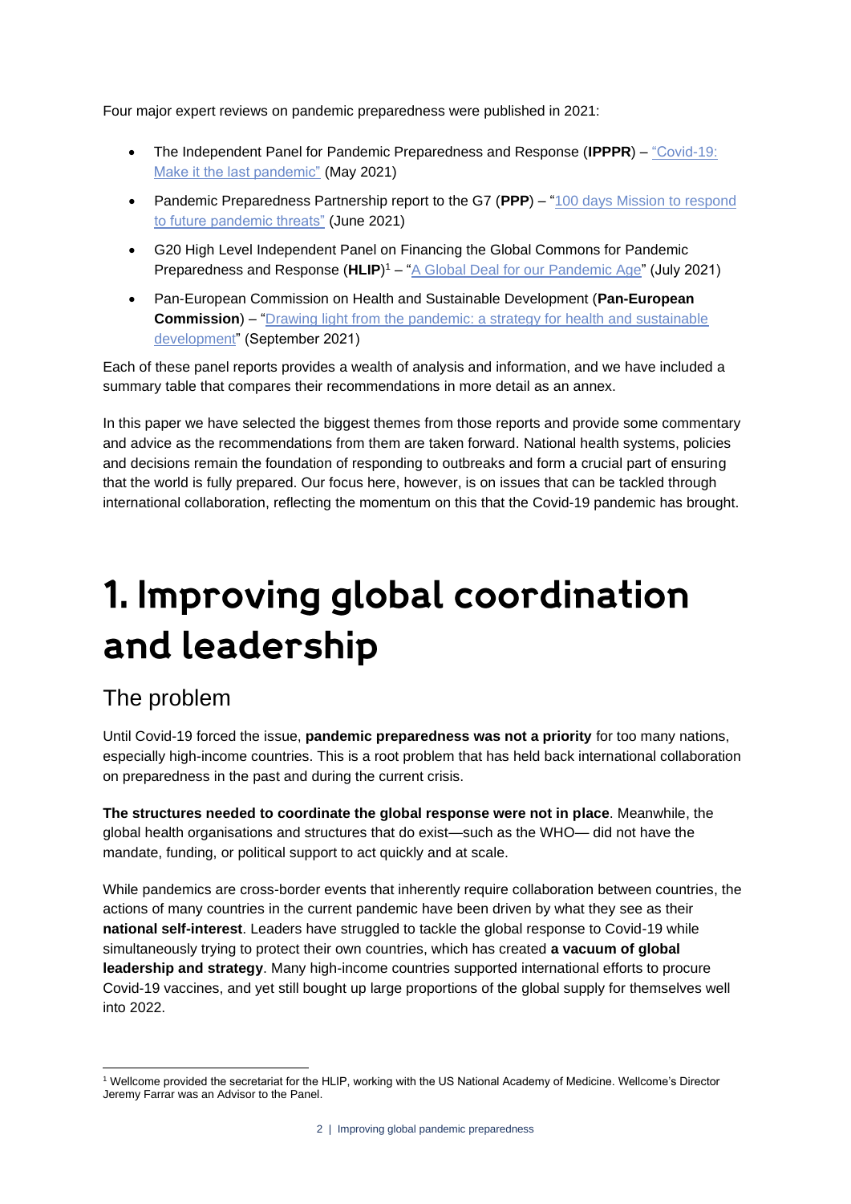Four major expert reviews on pandemic preparedness were published in 2021:

- The Independent Panel for Pandemic Preparedness and Response (**IPPPR**) – "Covid-19: Make it the last pandemic" (May 2021)
- Pandemic Preparedness Partnership report to the G7 (**PPP**) – "100 days Mission to respond to future pandemic threats" (June 2021)
- G20 High Level Independent Panel on Financing the Global Commons for Pandemic Preparedness and Response (**HLIP**)[1] – "A Global Deal for our Pandemic Age" (July 2021)
- Pan-European Commission on Health and Sustainable Development (**Pan-European Commission**) – "Drawing light from the pandemic: a strategy for health and sustainable development" (September 2021)

Each of these panel reports provides a wealth of analysis and information, and we have included a summary table that compares their recommendations in more detail as an annex.

In this paper we have selected the biggest themes from those reports and provide some commentary and advice as the recommendations from them are taken forward. National health systems, policies and decisions remain the foundation of responding to outbreaks and form a crucial part of ensuring that the world is fully prepared. Our focus here, however, is on issues that can be tackled through international collaboration, reflecting the momentum on this that the Covid-19 pandemic has brought.

# 1. Improving global coordination and leadership

## The problem

Until Covid-19 forced the issue, **pandemic preparedness was not a priority** for too many nations, especially high-income countries. This is a root problem that has held back international collaboration on preparedness in the past and during the current crisis.

**The structures needed to coordinate the global response were not in place**. Meanwhile, the global health organisations and structures that do exist—such as the WHO— did not have the mandate, funding, or political support to act quickly and at scale.

While pandemics are cross-border events that inherently require collaboration between countries, the actions of many countries in the current pandemic have been driven by what they see as their **national self-interest**. Leaders have struggled to tackle the global response to Covid-19 while simultaneously trying to protect their own countries, which has created **a vacuum of global leadership and strategy**. Many high-income countries supported international efforts to procure Covid-19 vaccines, and yet still bought up large proportions of the global supply for themselves well into 2022.

[1] Wellcome provided the secretariat for the HLIP, working with the US National Academy of Medicine. Wellcome's Director Jeremy Farrar was an Advisor to the Panel.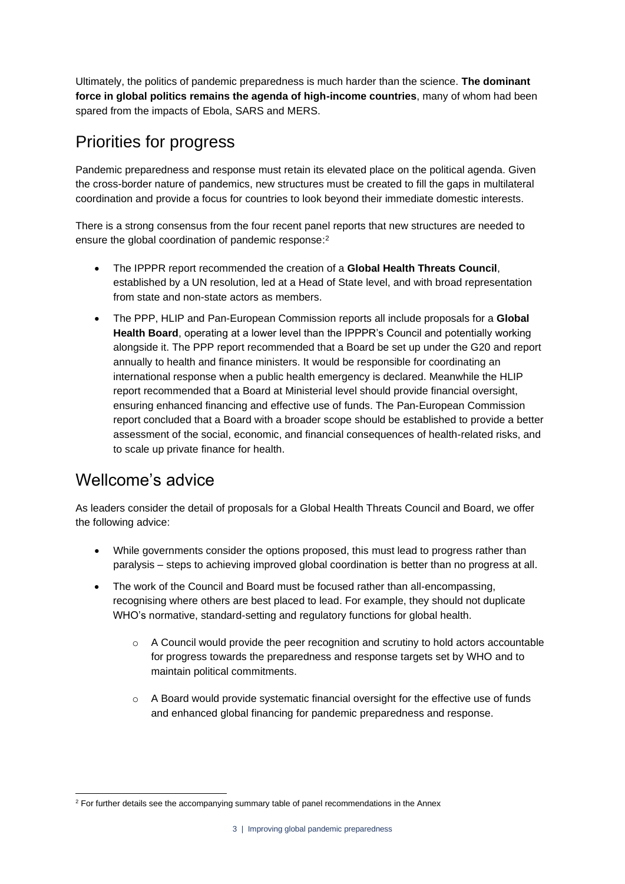Ultimately, the politics of pandemic preparedness is much harder than the science. **The dominant force in global politics remains the agenda of high-income countries**, many of whom had been spared from the impacts of Ebola, SARS and MERS.

## Priorities for progress

Pandemic preparedness and response must retain its elevated place on the political agenda. Given the cross-border nature of pandemics, new structures must be created to fill the gaps in multilateral coordination and provide a focus for countries to look beyond their immediate domestic interests.

There is a strong consensus from the four recent panel reports that new structures are needed to ensure the global coordination of pandemic response:[2]

- The IPPPR report recommended the creation of a **Global Health Threats Council**, established by a UN resolution, led at a Head of State level, and with broad representation from state and non-state actors as members.
- The PPP, HLIP and Pan-European Commission reports all include proposals for a **Global Health Board**, operating at a lower level than the IPPPR's Council and potentially working alongside it. The PPP report recommended that a Board be set up under the G20 and report annually to health and finance ministers. It would be responsible for coordinating an international response when a public health emergency is declared. Meanwhile the HLIP report recommended that a Board at Ministerial level should provide financial oversight, ensuring enhanced financing and effective use of funds. The Pan-European Commission report concluded that a Board with a broader scope should be established to provide a better assessment of the social, economic, and financial consequences of health-related risks, and to scale up private finance for health.

## Wellcome's advice

As leaders consider the detail of proposals for a Global Health Threats Council and Board, we offer the following advice:

- While governments consider the options proposed, this must lead to progress rather than paralysis – steps to achieving improved global coordination is better than no progress at all.
- The work of the Council and Board must be focused rather than all-encompassing, recognising where others are best placed to lead. For example, they should not duplicate WHO's normative, standard-setting and regulatory functions for global health.
  - A Council would provide the peer recognition and scrutiny to hold actors accountable for progress towards the preparedness and response targets set by WHO and to maintain political commitments.
  - A Board would provide systematic financial oversight for the effective use of funds and enhanced global financing for pandemic preparedness and response.

[2] For further details see the accompanying summary table of panel recommendations in the Annex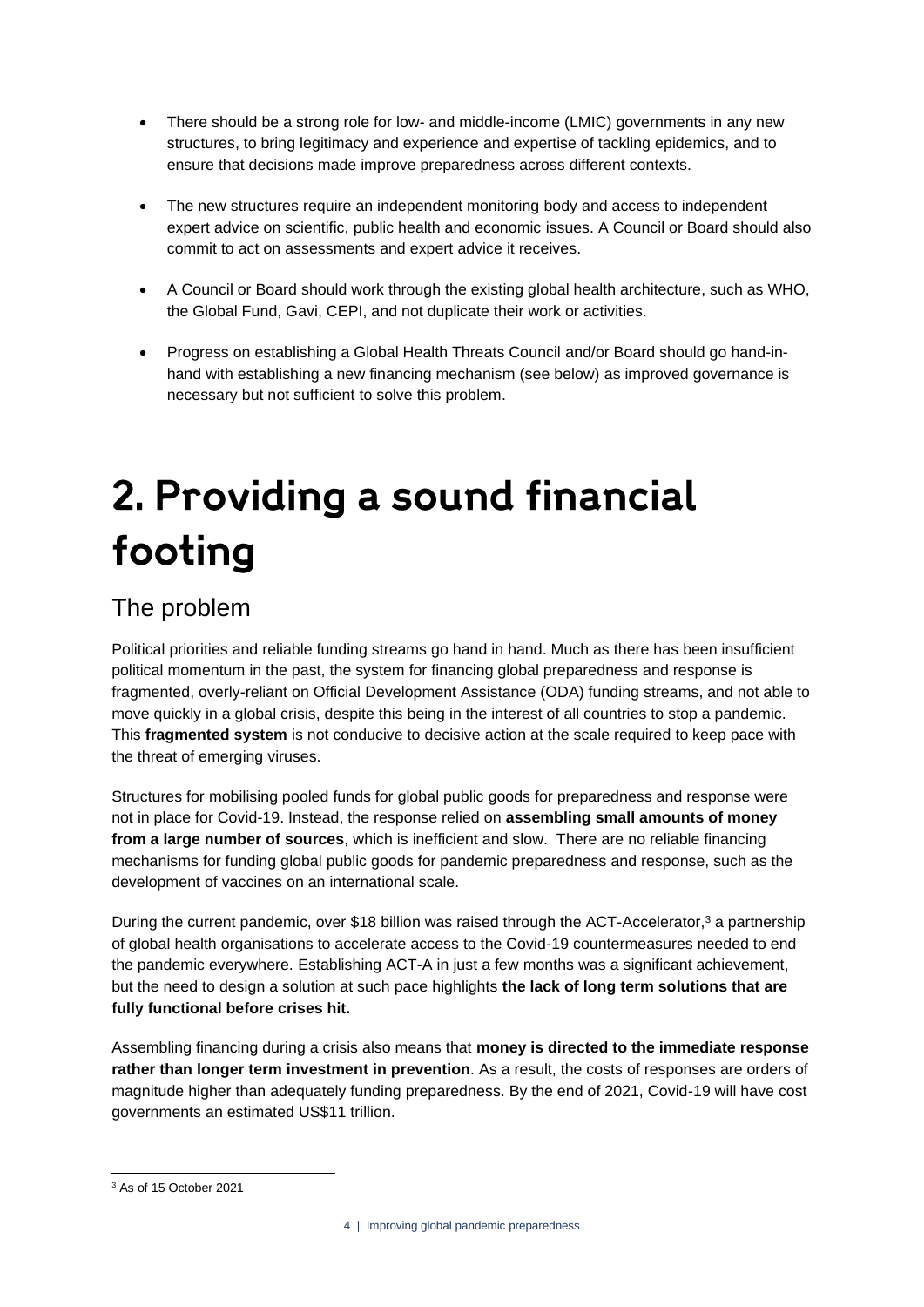- There should be a strong role for low- and middle-income (LMIC) governments in any new structures, to bring legitimacy and experience and expertise of tackling epidemics, and to ensure that decisions made improve preparedness across different contexts.

- The new structures require an independent monitoring body and access to independent expert advice on scientific, public health and economic issues. A Council or Board should also commit to act on assessments and expert advice it receives.

- A Council or Board should work through the existing global health architecture, such as WHO, the Global Fund, Gavi, CEPI, and not duplicate their work or activities.

- Progress on establishing a Global Health Threats Council and/or Board should go hand-in-hand with establishing a new financing mechanism (see below) as improved governance is necessary but not sufficient to solve this problem.

# 2. Providing a sound financial footing

## The problem

Political priorities and reliable funding streams go hand in hand. Much as there has been insufficient political momentum in the past, the system for financing global preparedness and response is fragmented, overly-reliant on Official Development Assistance (ODA) funding streams, and not able to move quickly in a global crisis, despite this being in the interest of all countries to stop a pandemic. This **fragmented system** is not conducive to decisive action at the scale required to keep pace with the threat of emerging viruses.

Structures for mobilising pooled funds for global public goods for preparedness and response were not in place for Covid-19. Instead, the response relied on **assembling small amounts of money from a large number of sources**, which is inefficient and slow. There are no reliable financing mechanisms for funding global public goods for pandemic preparedness and response, such as the development of vaccines on an international scale.

During the current pandemic, over $18 billion was raised through the ACT-Accelerator,[3] a partnership of global health organisations to accelerate access to the Covid-19 countermeasures needed to end the pandemic everywhere. Establishing ACT-A in just a few months was a significant achievement, but the need to design a solution at such pace highlights **the lack of long term solutions that are fully functional before crises hit.**

Assembling financing during a crisis also means that **money is directed to the immediate response rather than longer term investment in prevention**. As a result, the costs of responses are orders of magnitude higher than adequately funding preparedness. By the end of 2021, Covid-19 will have cost governments an estimated US$11 trillion.

[3] As of 15 October 2021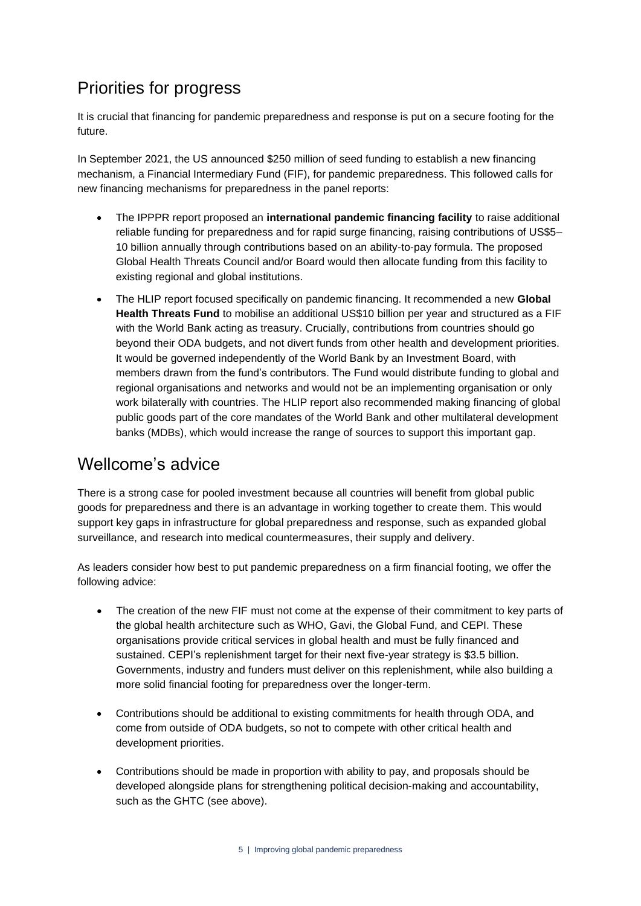## Priorities for progress

It is crucial that financing for pandemic preparedness and response is put on a secure footing for the future.

In September 2021, the US announced $250 million of seed funding to establish a new financing mechanism, a Financial Intermediary Fund (FIF), for pandemic preparedness. This followed calls for new financing mechanisms for preparedness in the panel reports:

- The IPPPR report proposed an **international pandemic financing facility** to raise additional reliable funding for preparedness and for rapid surge financing, raising contributions of US$5–10 billion annually through contributions based on an ability-to-pay formula. The proposed Global Health Threats Council and/or Board would then allocate funding from this facility to existing regional and global institutions.
- The HLIP report focused specifically on pandemic financing. It recommended a new **Global Health Threats Fund** to mobilise an additional US$10 billion per year and structured as a FIF with the World Bank acting as treasury. Crucially, contributions from countries should go beyond their ODA budgets, and not divert funds from other health and development priorities. It would be governed independently of the World Bank by an Investment Board, with members drawn from the fund's contributors. The Fund would distribute funding to global and regional organisations and networks and would not be an implementing organisation or only work bilaterally with countries. The HLIP report also recommended making financing of global public goods part of the core mandates of the World Bank and other multilateral development banks (MDBs), which would increase the range of sources to support this important gap.

## Wellcome's advice

There is a strong case for pooled investment because all countries will benefit from global public goods for preparedness and there is an advantage in working together to create them. This would support key gaps in infrastructure for global preparedness and response, such as expanded global surveillance, and research into medical countermeasures, their supply and delivery.

As leaders consider how best to put pandemic preparedness on a firm financial footing, we offer the following advice:

- The creation of the new FIF must not come at the expense of their commitment to key parts of the global health architecture such as WHO, Gavi, the Global Fund, and CEPI. These organisations provide critical services in global health and must be fully financed and sustained. CEPI's replenishment target for their next five-year strategy is $3.5 billion. Governments, industry and funders must deliver on this replenishment, while also building a more solid financial footing for preparedness over the longer-term.
- Contributions should be additional to existing commitments for health through ODA, and come from outside of ODA budgets, so not to compete with other critical health and development priorities.
- Contributions should be made in proportion with ability to pay, and proposals should be developed alongside plans for strengthening political decision-making and accountability, such as the GHTC (see above).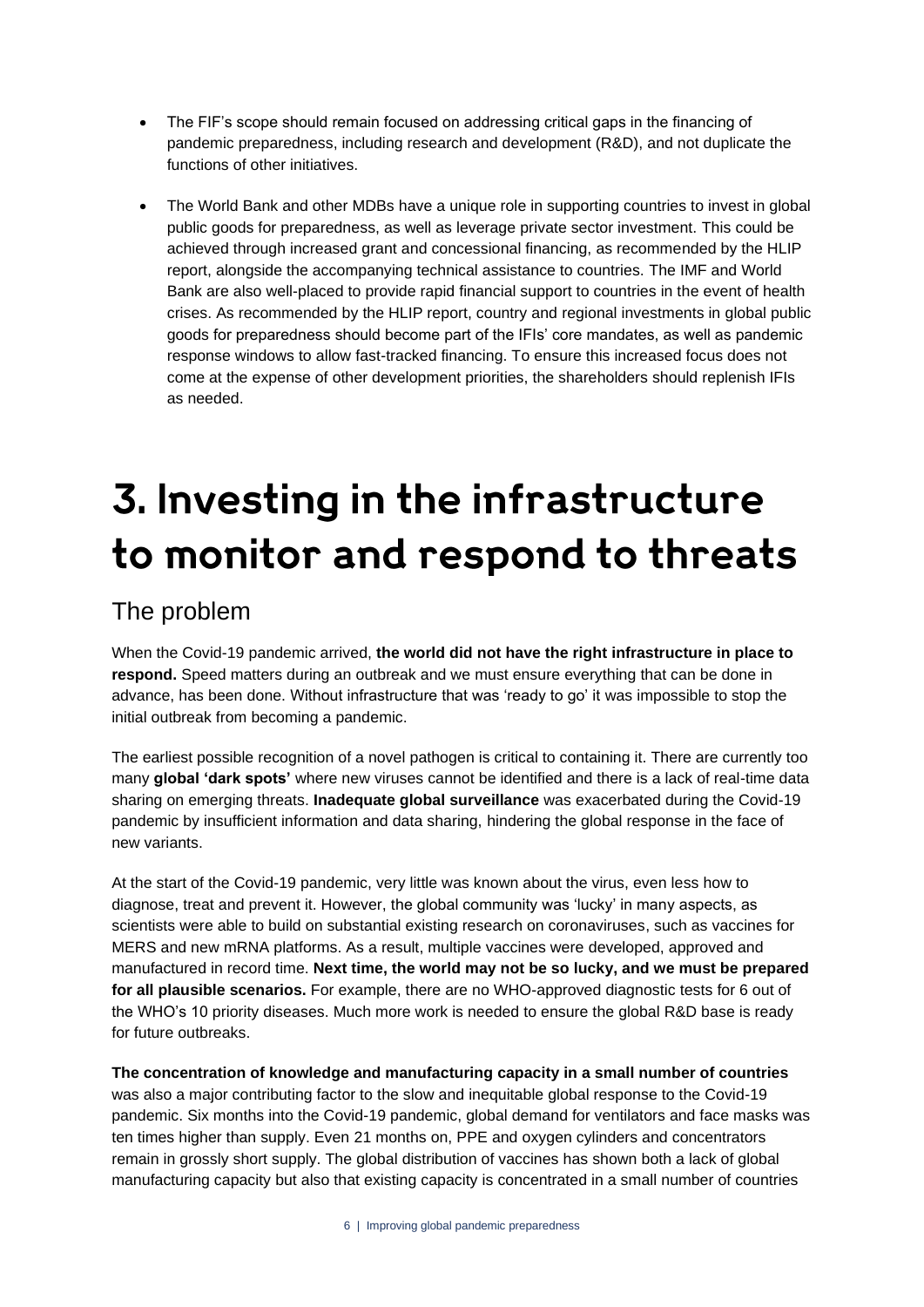- The FIF's scope should remain focused on addressing critical gaps in the financing of pandemic preparedness, including research and development (R&D), and not duplicate the functions of other initiatives.
- The World Bank and other MDBs have a unique role in supporting countries to invest in global public goods for preparedness, as well as leverage private sector investment. This could be achieved through increased grant and concessional financing, as recommended by the HLIP report, alongside the accompanying technical assistance to countries. The IMF and World Bank are also well-placed to provide rapid financial support to countries in the event of health crises. As recommended by the HLIP report, country and regional investments in global public goods for preparedness should become part of the IFIs' core mandates, as well as pandemic response windows to allow fast-tracked financing. To ensure this increased focus does not come at the expense of other development priorities, the shareholders should replenish IFIs as needed.

# 3. Investing in the infrastructure to monitor and respond to threats

## The problem

When the Covid-19 pandemic arrived, **the world did not have the right infrastructure in place to respond.** Speed matters during an outbreak and we must ensure everything that can be done in advance, has been done. Without infrastructure that was 'ready to go' it was impossible to stop the initial outbreak from becoming a pandemic.

The earliest possible recognition of a novel pathogen is critical to containing it. There are currently too many **global 'dark spots'** where new viruses cannot be identified and there is a lack of real-time data sharing on emerging threats. **Inadequate global surveillance** was exacerbated during the Covid-19 pandemic by insufficient information and data sharing, hindering the global response in the face of new variants.

At the start of the Covid-19 pandemic, very little was known about the virus, even less how to diagnose, treat and prevent it. However, the global community was 'lucky' in many aspects, as scientists were able to build on substantial existing research on coronaviruses, such as vaccines for MERS and new mRNA platforms. As a result, multiple vaccines were developed, approved and manufactured in record time. **Next time, the world may not be so lucky, and we must be prepared for all plausible scenarios.** For example, there are no WHO-approved diagnostic tests for 6 out of the WHO's 10 priority diseases. Much more work is needed to ensure the global R&D base is ready for future outbreaks.

**The concentration of knowledge and manufacturing capacity in a small number of countries** was also a major contributing factor to the slow and inequitable global response to the Covid-19 pandemic. Six months into the Covid-19 pandemic, global demand for ventilators and face masks was ten times higher than supply. Even 21 months on, PPE and oxygen cylinders and concentrators remain in grossly short supply. The global distribution of vaccines has shown both a lack of global manufacturing capacity but also that existing capacity is concentrated in a small number of countries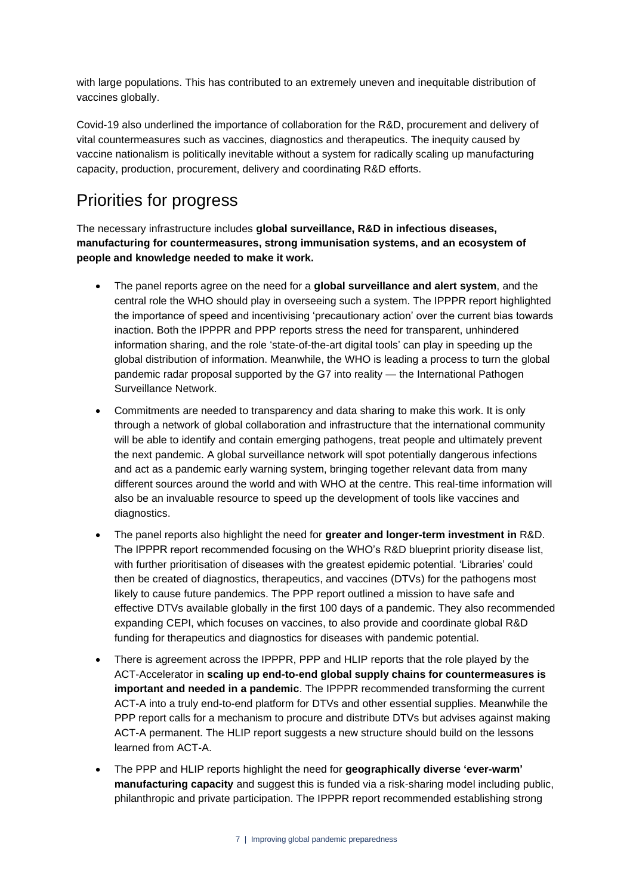with large populations. This has contributed to an extremely uneven and inequitable distribution of vaccines globally.

Covid-19 also underlined the importance of collaboration for the R&D, procurement and delivery of vital countermeasures such as vaccines, diagnostics and therapeutics. The inequity caused by vaccine nationalism is politically inevitable without a system for radically scaling up manufacturing capacity, production, procurement, delivery and coordinating R&D efforts.

## Priorities for progress

The necessary infrastructure includes **global surveillance, R&D in infectious diseases, manufacturing for countermeasures, strong immunisation systems, and an ecosystem of people and knowledge needed to make it work.**

- The panel reports agree on the need for a **global surveillance and alert system**, and the central role the WHO should play in overseeing such a system. The IPPPR report highlighted the importance of speed and incentivising 'precautionary action' over the current bias towards inaction. Both the IPPPR and PPP reports stress the need for transparent, unhindered information sharing, and the role 'state-of-the-art digital tools' can play in speeding up the global distribution of information. Meanwhile, the WHO is leading a process to turn the global pandemic radar proposal supported by the G7 into reality — the International Pathogen Surveillance Network.
- Commitments are needed to transparency and data sharing to make this work. It is only through a network of global collaboration and infrastructure that the international community will be able to identify and contain emerging pathogens, treat people and ultimately prevent the next pandemic. A global surveillance network will spot potentially dangerous infections and act as a pandemic early warning system, bringing together relevant data from many different sources around the world and with WHO at the centre. This real-time information will also be an invaluable resource to speed up the development of tools like vaccines and diagnostics.
- The panel reports also highlight the need for **greater and longer-term investment in** R&D. The IPPPR report recommended focusing on the WHO's R&D blueprint priority disease list, with further prioritisation of diseases with the greatest epidemic potential. 'Libraries' could then be created of diagnostics, therapeutics, and vaccines (DTVs) for the pathogens most likely to cause future pandemics. The PPP report outlined a mission to have safe and effective DTVs available globally in the first 100 days of a pandemic. They also recommended expanding CEPI, which focuses on vaccines, to also provide and coordinate global R&D funding for therapeutics and diagnostics for diseases with pandemic potential.
- There is agreement across the IPPPR, PPP and HLIP reports that the role played by the ACT-Accelerator in **scaling up end-to-end global supply chains for countermeasures is important and needed in a pandemic**. The IPPPR recommended transforming the current ACT-A into a truly end-to-end platform for DTVs and other essential supplies. Meanwhile the PPP report calls for a mechanism to procure and distribute DTVs but advises against making ACT-A permanent. The HLIP report suggests a new structure should build on the lessons learned from ACT-A.
- The PPP and HLIP reports highlight the need for **geographically diverse 'ever-warm' manufacturing capacity** and suggest this is funded via a risk-sharing model including public, philanthropic and private participation. The IPPPR report recommended establishing strong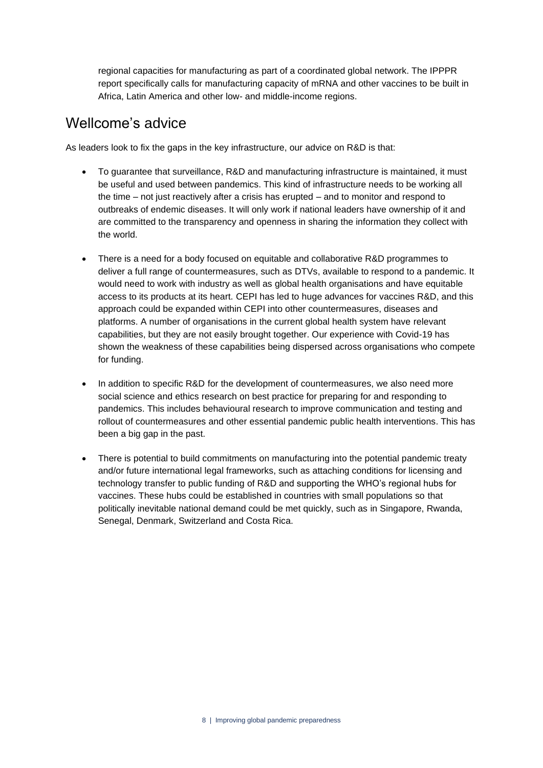regional capacities for manufacturing as part of a coordinated global network. The IPPPR report specifically calls for manufacturing capacity of mRNA and other vaccines to be built in Africa, Latin America and other low- and middle-income regions.

## Wellcome's advice

As leaders look to fix the gaps in the key infrastructure, our advice on R&D is that:

- To guarantee that surveillance, R&D and manufacturing infrastructure is maintained, it must be useful and used between pandemics. This kind of infrastructure needs to be working all the time – not just reactively after a crisis has erupted – and to monitor and respond to outbreaks of endemic diseases. It will only work if national leaders have ownership of it and are committed to the transparency and openness in sharing the information they collect with the world.

- There is a need for a body focused on equitable and collaborative R&D programmes to deliver a full range of countermeasures, such as DTVs, available to respond to a pandemic. It would need to work with industry as well as global health organisations and have equitable access to its products at its heart. CEPI has led to huge advances for vaccines R&D, and this approach could be expanded within CEPI into other countermeasures, diseases and platforms. A number of organisations in the current global health system have relevant capabilities, but they are not easily brought together. Our experience with Covid-19 has shown the weakness of these capabilities being dispersed across organisations who compete for funding.

- In addition to specific R&D for the development of countermeasures, we also need more social science and ethics research on best practice for preparing for and responding to pandemics. This includes behavioural research to improve communication and testing and rollout of countermeasures and other essential pandemic public health interventions. This has been a big gap in the past.

- There is potential to build commitments on manufacturing into the potential pandemic treaty and/or future international legal frameworks, such as attaching conditions for licensing and technology transfer to public funding of R&D and supporting the WHO's regional hubs for vaccines. These hubs could be established in countries with small populations so that politically inevitable national demand could be met quickly, such as in Singapore, Rwanda, Senegal, Denmark, Switzerland and Costa Rica.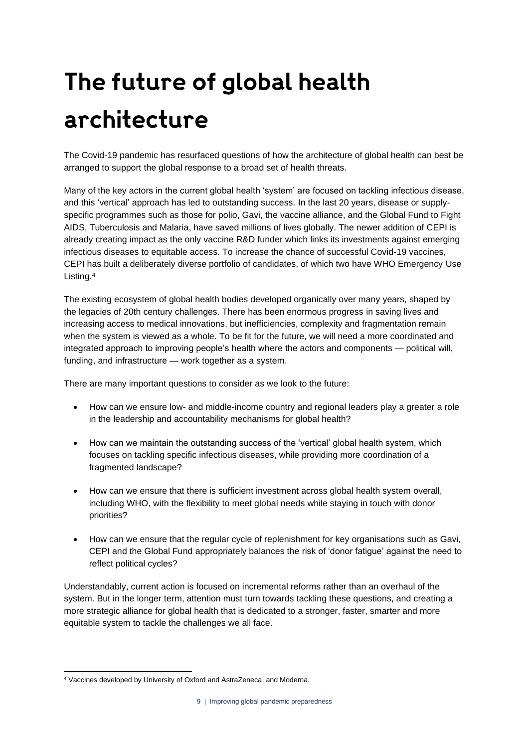# The future of global health architecture

The Covid-19 pandemic has resurfaced questions of how the architecture of global health can best be arranged to support the global response to a broad set of health threats.

Many of the key actors in the current global health 'system' are focused on tackling infectious disease, and this 'vertical' approach has led to outstanding success. In the last 20 years, disease or supply-specific programmes such as those for polio, Gavi, the vaccine alliance, and the Global Fund to Fight AIDS, Tuberculosis and Malaria, have saved millions of lives globally. The newer addition of CEPI is already creating impact as the only vaccine R&D funder which links its investments against emerging infectious diseases to equitable access. To increase the chance of successful Covid-19 vaccines, CEPI has built a deliberately diverse portfolio of candidates, of which two have WHO Emergency Use Listing.[4]

The existing ecosystem of global health bodies developed organically over many years, shaped by the legacies of 20th century challenges. There has been enormous progress in saving lives and increasing access to medical innovations, but inefficiencies, complexity and fragmentation remain when the system is viewed as a whole. To be fit for the future, we will need a more coordinated and integrated approach to improving people's health where the actors and components — political will, funding, and infrastructure — work together as a system.

There are many important questions to consider as we look to the future:

- How can we ensure low- and middle-income country and regional leaders play a greater a role in the leadership and accountability mechanisms for global health?
- How can we maintain the outstanding success of the 'vertical' global health system, which focuses on tackling specific infectious diseases, while providing more coordination of a fragmented landscape?
- How can we ensure that there is sufficient investment across global health system overall, including WHO, with the flexibility to meet global needs while staying in touch with donor priorities?
- How can we ensure that the regular cycle of replenishment for key organisations such as Gavi, CEPI and the Global Fund appropriately balances the risk of 'donor fatigue' against the need to reflect political cycles?

Understandably, current action is focused on incremental reforms rather than an overhaul of the system. But in the longer term, attention must turn towards tackling these questions, and creating a more strategic alliance for global health that is dedicated to a stronger, faster, smarter and more equitable system to tackle the challenges we all face.

[4] Vaccines developed by University of Oxford and AstraZeneca, and Moderna.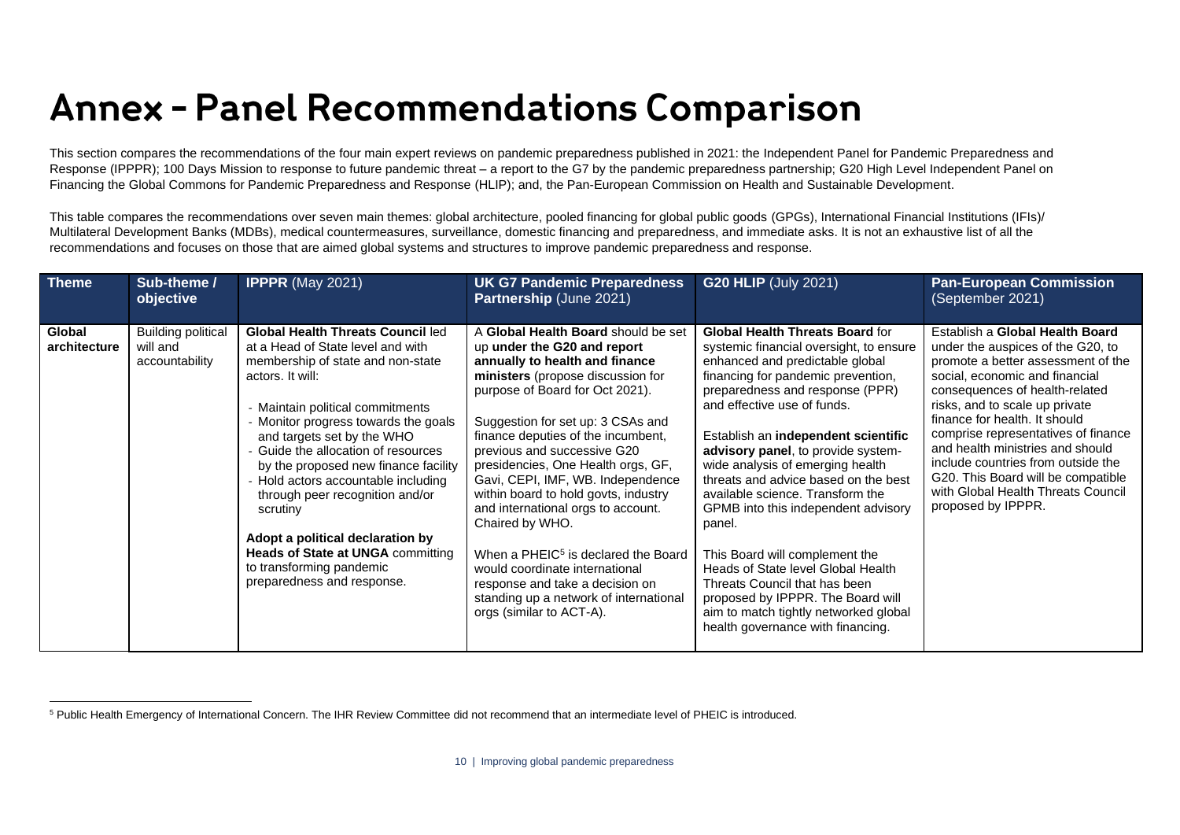# Annex - Panel Recommendations Comparison

This section compares the recommendations of the four main expert reviews on pandemic preparedness published in 2021: the Independent Panel for Pandemic Preparedness and Response (IPPPR); 100 Days Mission to response to future pandemic threat – a report to the G7 by the pandemic preparedness partnership; G20 High Level Independent Panel on Financing the Global Commons for Pandemic Preparedness and Response (HLIP); and, the Pan-European Commission on Health and Sustainable Development.

This table compares the recommendations over seven main themes: global architecture, pooled financing for global public goods (GPGs), International Financial Institutions (IFIs)/ Multilateral Development Banks (MDBs), medical countermeasures, surveillance, domestic financing and preparedness, and immediate asks. It is not an exhaustive list of all the recommendations and focuses on those that are aimed global systems and structures to improve pandemic preparedness and response.

| Theme | Sub-theme / objective | **IPPPR** (May 2021) | **UK G7 Pandemic Preparedness Partnership** (June 2021) | **G20 HLIP** (July 2021) | **Pan-European Commission** (September 2021) |
|---|---|---|---|---|---|
| **Global architecture** | Building political will and accountability | **Global Health Threats Council** led at a Head of State level and with membership of state and non-state actors. It will:<br><br>- Maintain political commitments<br>- Monitor progress towards the goals and targets set by the WHO<br>- Guide the allocation of resources by the proposed new finance facility<br>- Hold actors accountable including through peer recognition and/or scrutiny<br><br>**Adopt a political declaration by Heads of State at UNGA** committing to transforming pandemic preparedness and response. | A **Global Health Board** should be set up **under the G20 and report annually to health and finance ministers** (propose discussion for purpose of Board for Oct 2021).<br><br>Suggestion for set up: 3 CSAs and finance deputies of the incumbent, previous and successive G20 presidencies, One Health orgs, GF, Gavi, CEPI, IMF, WB. Independence within board to hold govts, industry and international orgs to account. Chaired by WHO.<br><br>When a PHEIC[5] is declared the Board would coordinate international response and take a decision on standing up a network of international orgs (similar to ACT-A). | **Global Health Threats Board** for systemic financial oversight, to ensure enhanced and predictable global financing for pandemic prevention, preparedness and response (PPR) and effective use of funds.<br><br>Establish an **independent scientific advisory panel**, to provide system-wide analysis of emerging health threats and advice based on the best available science. Transform the GPMB into this independent advisory panel.<br><br>This Board will complement the Heads of State level Global Health Threats Council that has been proposed by IPPPR. The Board will aim to match tightly networked global health governance with financing. | Establish a **Global Health Board** under the auspices of the G20, to promote a better assessment of the social, economic and financial consequences of health-related risks, and to scale up private finance for health. It should comprise representatives of finance and health ministries and should include countries from outside the G20. This Board will be compatible with Global Health Threats Council proposed by IPPPR. |

[5] Public Health Emergency of International Concern. The IHR Review Committee did not recommend that an intermediate level of PHEIC is introduced.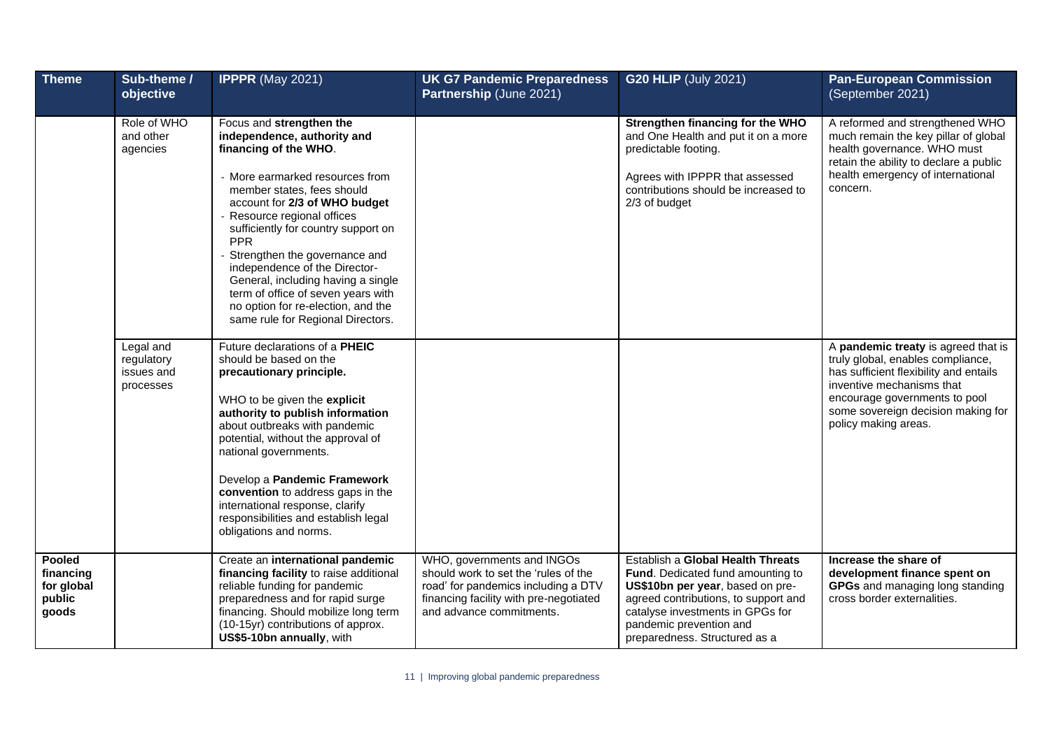| Theme | Sub-theme / objective | IPPPR (May 2021) | UK G7 Pandemic Preparedness Partnership (June 2021) | G20 HLIP (July 2021) | Pan-European Commission (September 2021) |
|---|---|---|---|---|---|
| | Role of WHO and other agencies | Focus and **strengthen the independence, authority and financing of the WHO**.<br><br>- More earmarked resources from member states, fees should account for **2/3 of WHO budget**<br>- Resource regional offices sufficiently for country support on PPR<br>- Strengthen the governance and independence of the Director-General, including having a single term of office of seven years with no option for re-election, and the same rule for Regional Directors. | | **Strengthen financing for the WHO** and One Health and put it on a more predictable footing.<br><br>Agrees with IPPPR that assessed contributions should be increased to 2/3 of budget | A reformed and strengthened WHO much remain the key pillar of global health governance. WHO must retain the ability to declare a public health emergency of international concern. |
| | Legal and regulatory issues and processes | Future declarations of a **PHEIC** should be based on the **precautionary principle.**<br><br>WHO to be given the **explicit authority to publish information** about outbreaks with pandemic potential, without the approval of national governments.<br><br>Develop a **Pandemic Framework convention** to address gaps in the international response, clarify responsibilities and establish legal obligations and norms. | | | A **pandemic treaty** is agreed that is truly global, enables compliance, has sufficient flexibility and entails inventive mechanisms that encourage governments to pool some sovereign decision making for policy making areas. |
| **Pooled financing for global public goods** | | Create an **international pandemic financing facility** to raise additional reliable funding for pandemic preparedness and for rapid surge financing. Should mobilize long term (10-15yr) contributions of approx. **US$5-10bn annually**, with | WHO, governments and INGOs should work to set the 'rules of the road' for pandemics including a DTV financing facility with pre-negotiated and advance commitments. | Establish a **Global Health Threats Fund**. Dedicated fund amounting to **US$10bn per year**, based on pre-agreed contributions, to support and catalyse investments in GPGs for pandemic prevention and preparedness. Structured as a | **Increase the share of development finance spent on GPGs** and managing long standing cross border externalities. |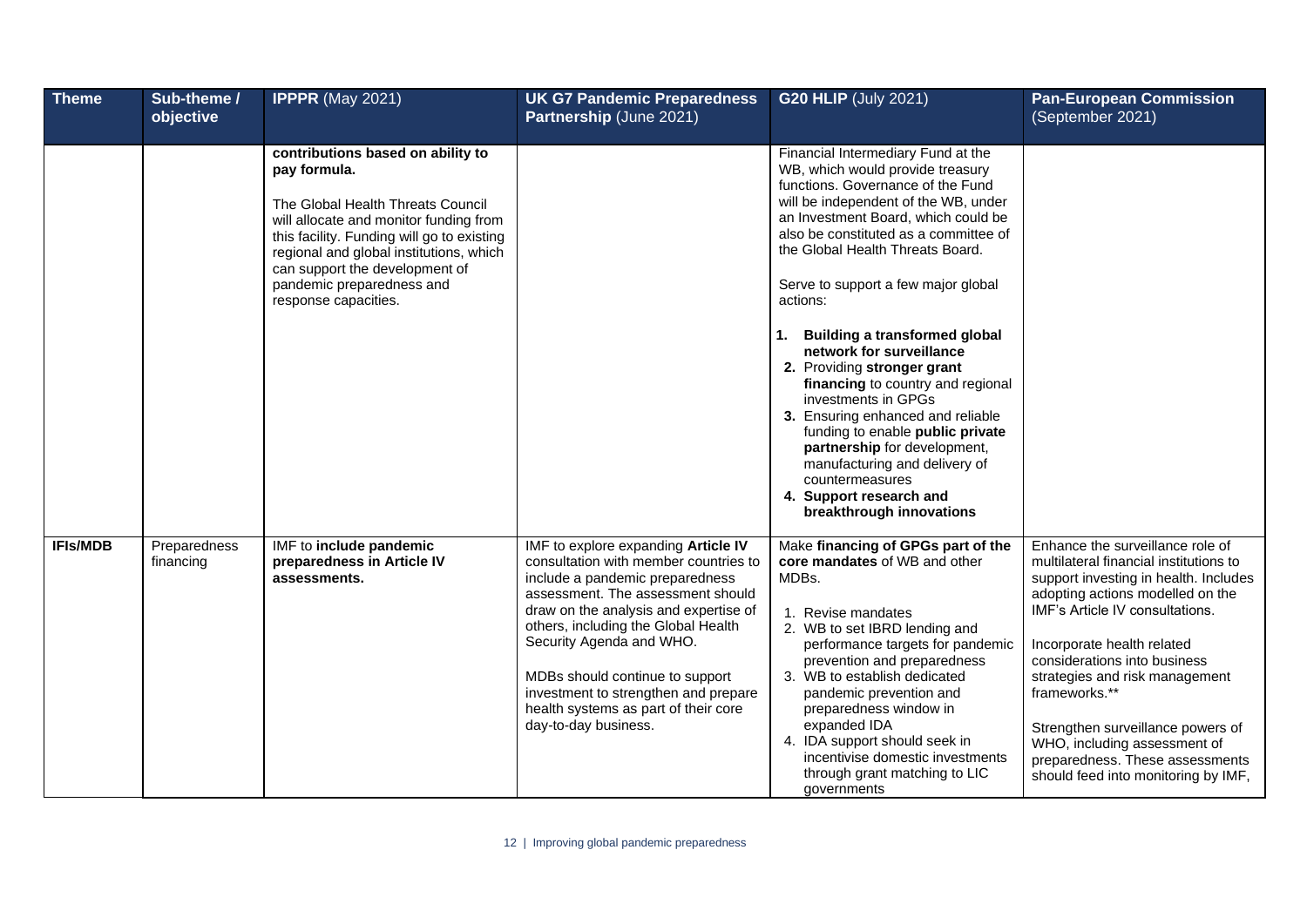| Theme | Sub-theme / objective | **IPPPR** (May 2021) | **UK G7 Pandemic Preparedness Partnership** (June 2021) | **G20 HLIP** (July 2021) | **Pan-European Commission** (September 2021) |
|---|---|---|---|---|---|
| | | **contributions based on ability to pay formula.**<br><br>The Global Health Threats Council will allocate and monitor funding from this facility. Funding will go to existing regional and global institutions, which can support the development of pandemic preparedness and response capacities. | | Financial Intermediary Fund at the WB, which would provide treasury functions. Governance of the Fund will be independent of the WB, under an Investment Board, which could be also be constituted as a committee of the Global Health Threats Board.<br><br>Serve to support a few major global actions:<br><br>1. **Building a transformed global network for surveillance**<br>2. Providing **stronger grant financing** to country and regional investments in GPGs<br>3. Ensuring enhanced and reliable funding to enable **public private partnership** for development, manufacturing and delivery of countermeasures<br>4. **Support research and breakthrough innovations** | |
| **IFIs/MDB** | Preparedness financing | IMF to **include pandemic preparedness in Article IV assessments.** | IMF to explore expanding **Article IV** consultation with member countries to include a pandemic preparedness assessment. The assessment should draw on the analysis and expertise of others, including the Global Health Security Agenda and WHO.<br><br>MDBs should continue to support investment to strengthen and prepare health systems as part of their core day-to-day business. | Make **financing of GPGs part of the core mandates** of WB and other MDBs.<br><br>1. Revise mandates<br>2. WB to set IBRD lending and performance targets for pandemic prevention and preparedness<br>3. WB to establish dedicated pandemic prevention and preparedness window in expanded IDA<br>4. IDA support should seek in incentivise domestic investments through grant matching to LIC governments | Enhance the surveillance role of multilateral financial institutions to support investing in health. Includes adopting actions modelled on the IMF's Article IV consultations.<br><br>Incorporate health related considerations into business strategies and risk management frameworks.**<br><br>Strengthen surveillance powers of WHO, including assessment of preparedness. These assessments should feed into monitoring by IMF, |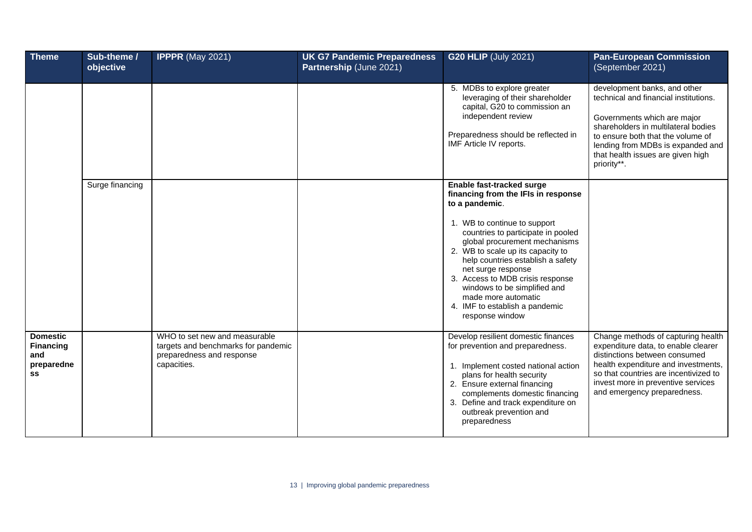| Theme | Sub-theme / objective | **IPPPR** (May 2021) | **UK G7 Pandemic Preparedness Partnership** (June 2021) | **G20 HLIP** (July 2021) | **Pan-European Commission** (September 2021) |
|---|---|---|---|---|---|
| | | | | 5. MDBs to explore greater leveraging of their shareholder capital, G20 to commission an independent review<br><br>Preparedness should be reflected in IMF Article IV reports. | development banks, and other technical and financial institutions.<br><br>Governments which are major shareholders in multilateral bodies to ensure both that the volume of lending from MDBs is expanded and that health issues are given high priority**. |
| | Surge financing | | | **Enable fast-tracked surge financing from the IFIs in response to a pandemic**.<br><br>1. WB to continue to support countries to participate in pooled global procurement mechanisms<br>2. WB to scale up its capacity to help countries establish a safety net surge response<br>3. Access to MDB crisis response windows to be simplified and made more automatic<br>4. IMF to establish a pandemic response window | |
| **Domestic Financing and preparedness** | | WHO to set new and measurable targets and benchmarks for pandemic preparedness and response capacities. | | Develop resilient domestic finances for prevention and preparedness.<br><br>1. Implement costed national action plans for health security<br>2. Ensure external financing complements domestic financing<br>3. Define and track expenditure on outbreak prevention and preparedness | Change methods of capturing health expenditure data, to enable clearer distinctions between consumed health expenditure and investments, so that countries are incentivized to invest more in preventive services and emergency preparedness. |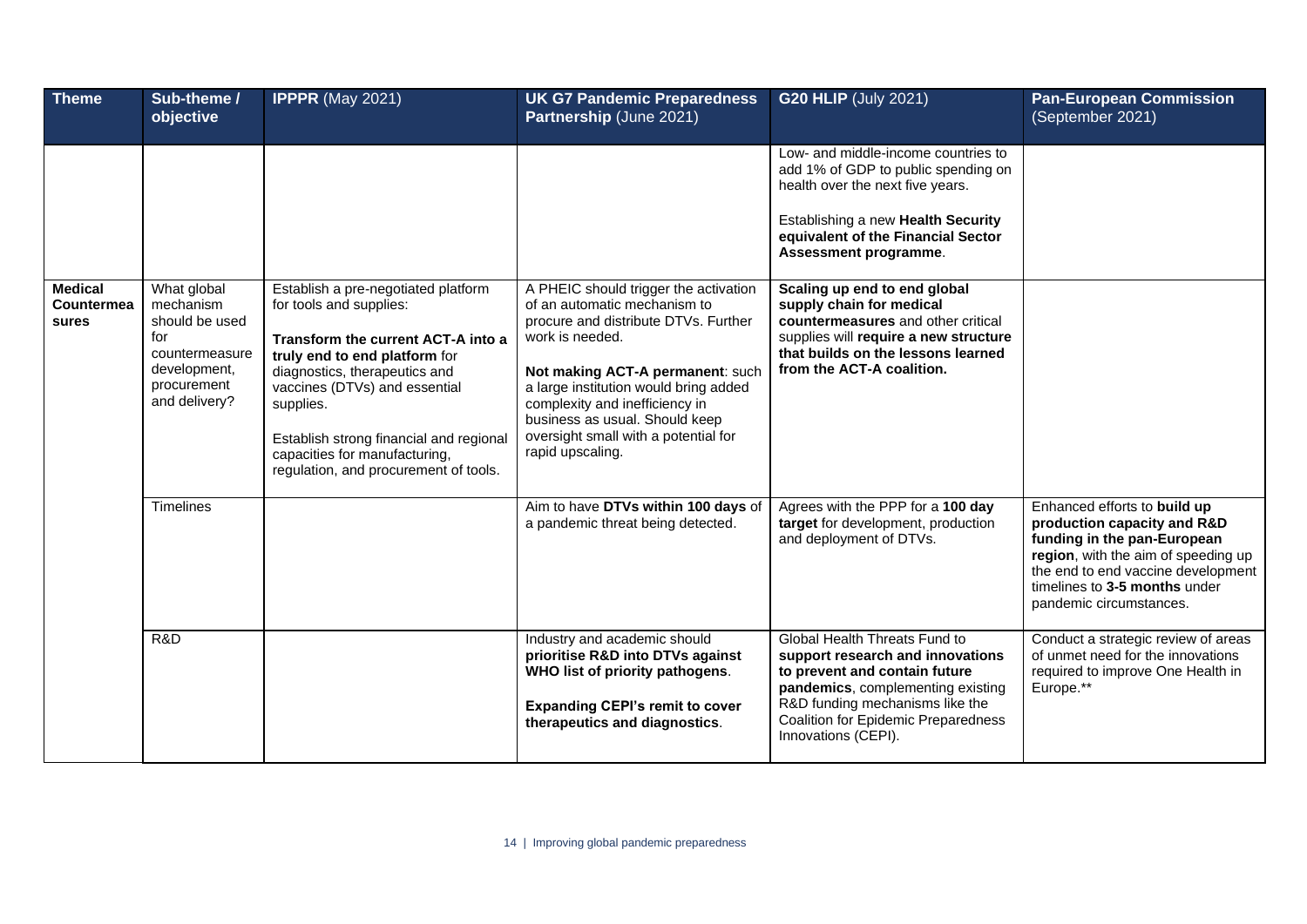| Theme | Sub-theme / objective | **IPPPR** (May 2021) | **UK G7 Pandemic Preparedness Partnership** (June 2021) | **G20 HLIP** (July 2021) | **Pan-European Commission** (September 2021) |
|---|---|---|---|---|---|
| | | | | Low- and middle-income countries to add 1% of GDP to public spending on health over the next five years.<br><br>Establishing a new **Health Security equivalent of the Financial Sector Assessment programme**. | |
| **Medical Countermeasures** | What global mechanism should be used for countermeasure development, procurement and delivery? | Establish a pre-negotiated platform for tools and supplies:<br><br>**Transform the current ACT-A into a truly end to end platform** for diagnostics, therapeutics and vaccines (DTVs) and essential supplies.<br><br>Establish strong financial and regional capacities for manufacturing, regulation, and procurement of tools. | A PHEIC should trigger the activation of an automatic mechanism to procure and distribute DTVs. Further work is needed.<br><br>**Not making ACT-A permanent**: such a large institution would bring added complexity and inefficiency in business as usual. Should keep oversight small with a potential for rapid upscaling. | **Scaling up end to end global supply chain for medical countermeasures** and other critical supplies will **require a new structure that builds on the lessons learned from the ACT-A coalition.** | |
| | Timelines | | Aim to have **DTVs within 100 days** of a pandemic threat being detected. | Agrees with the PPP for a **100 day target** for development, production and deployment of DTVs. | Enhanced efforts to **build up production capacity and R&D funding in the pan-European region**, with the aim of speeding up the end to end vaccine development timelines to **3-5 months** under pandemic circumstances. |
| | R&D | | Industry and academic should **prioritise R&D into DTVs against WHO list of priority pathogens**.<br><br>**Expanding CEPI's remit to cover therapeutics and diagnostics**. | Global Health Threats Fund to **support research and innovations to prevent and contain future pandemics**, complementing existing R&D funding mechanisms like the Coalition for Epidemic Preparedness Innovations (CEPI). | Conduct a strategic review of areas of unmet need for the innovations required to improve One Health in Europe.** |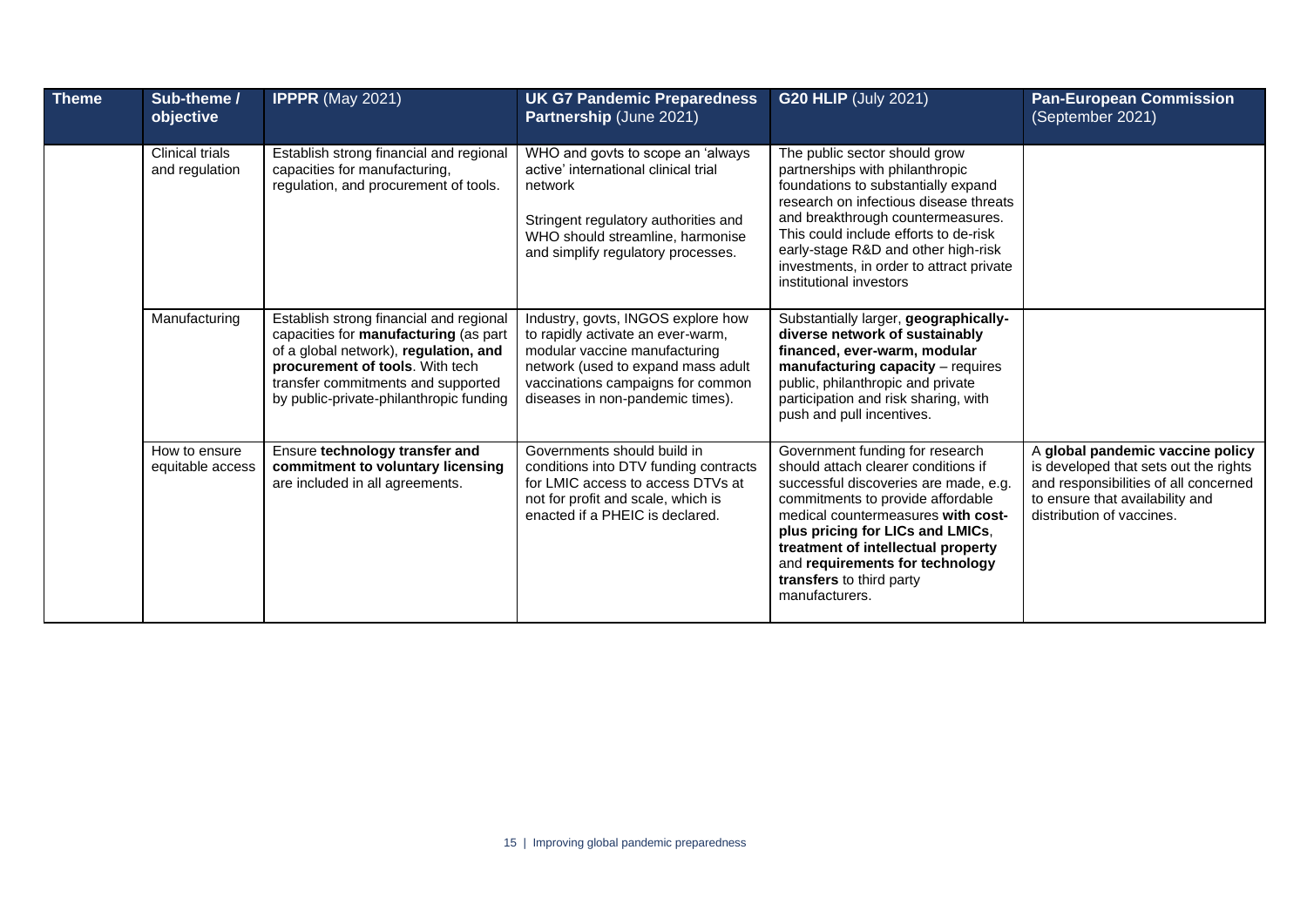| Theme | Sub-theme / objective | **IPPPR** (May 2021) | **UK G7 Pandemic Preparedness Partnership** (June 2021) | **G20 HLIP** (July 2021) | **Pan-European Commission** (September 2021) |
|---|---|---|---|---|---|
| | Clinical trials and regulation | Establish strong financial and regional capacities for manufacturing, regulation, and procurement of tools. | WHO and govts to scope an 'always active' international clinical trial network<br><br>Stringent regulatory authorities and WHO should streamline, harmonise and simplify regulatory processes. | The public sector should grow partnerships with philanthropic foundations to substantially expand research on infectious disease threats and breakthrough countermeasures. This could include efforts to de-risk early-stage R&D and other high-risk investments, in order to attract private institutional investors | |
| | Manufacturing | Establish strong financial and regional capacities for **manufacturing** (as part of a global network), **regulation, and procurement of tools**. With tech transfer commitments and supported by public-private-philanthropic funding | Industry, govts, INGOS explore how to rapidly activate an ever-warm, modular vaccine manufacturing network (used to expand mass adult vaccinations campaigns for common diseases in non-pandemic times). | Substantially larger, **geographically-diverse network of sustainably financed, ever-warm, modular manufacturing capacity** – requires public, philanthropic and private participation and risk sharing, with push and pull incentives. | |
| | How to ensure equitable access | Ensure **technology transfer and commitment to voluntary licensing** are included in all agreements. | Governments should build in conditions into DTV funding contracts for LMIC access to access DTVs at not for profit and scale, which is enacted if a PHEIC is declared. | Government funding for research should attach clearer conditions if successful discoveries are made, e.g. commitments to provide affordable medical countermeasures **with cost-plus pricing for LICs and LMICs**, **treatment of intellectual property** and **requirements for technology transfers** to third party manufacturers. | A **global pandemic vaccine policy** is developed that sets out the rights and responsibilities of all concerned to ensure that availability and distribution of vaccines. |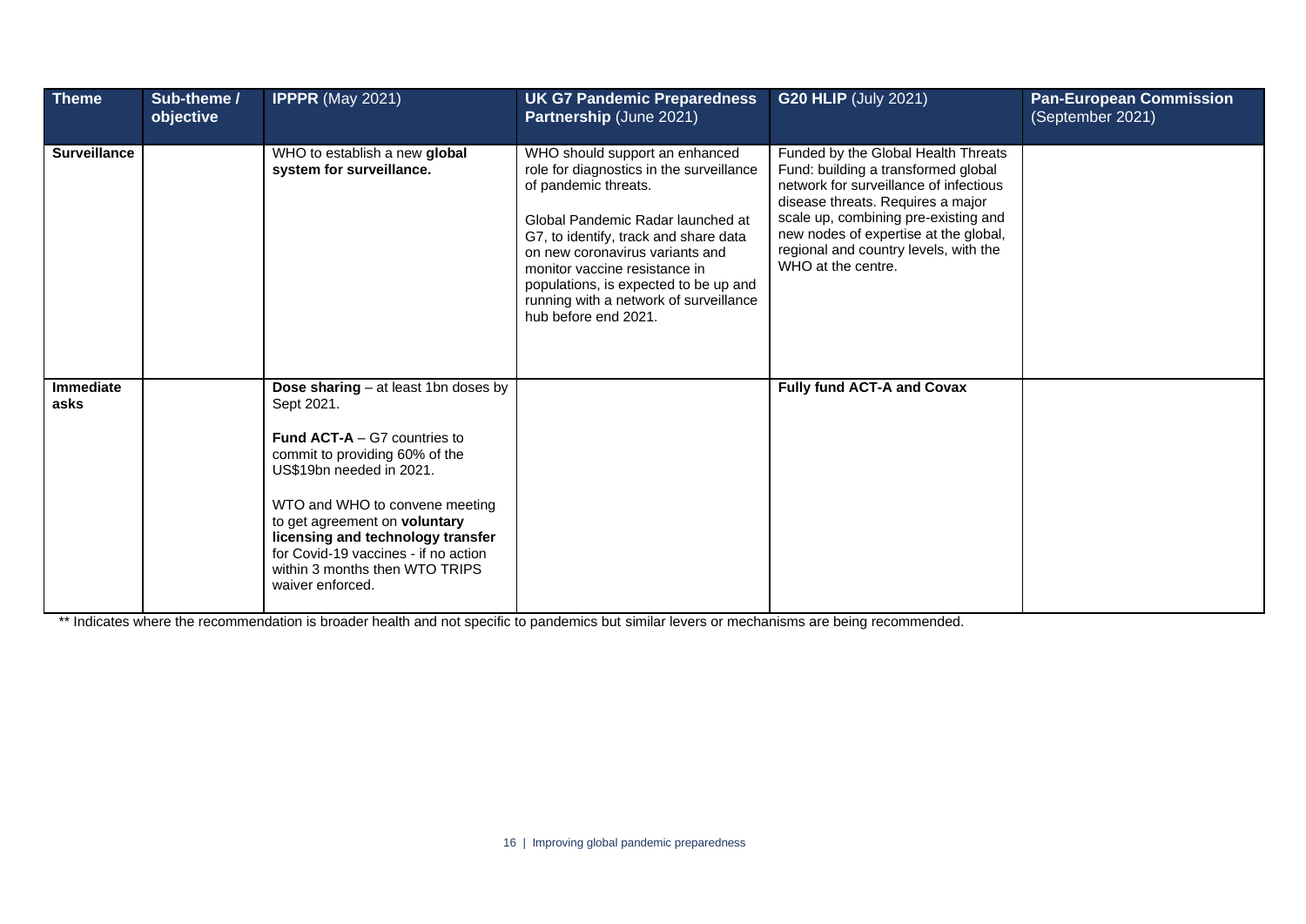| **Theme** | **Sub-theme / objective** | **IPPPR** (May 2021) | **UK G7 Pandemic Preparedness Partnership** (June 2021) | **G20 HLIP** (July 2021) | **Pan-European Commission** (September 2021) |
|---|---|---|---|---|---|
| **Surveillance** | | WHO to establish a new **global system for surveillance.** | WHO should support an enhanced role for diagnostics in the surveillance of pandemic threats.<br><br>Global Pandemic Radar launched at G7, to identify, track and share data on new coronavirus variants and monitor vaccine resistance in populations, is expected to be up and running with a network of surveillance hub before end 2021. | Funded by the Global Health Threats Fund: building a transformed global network for surveillance of infectious disease threats. Requires a major scale up, combining pre-existing and new nodes of expertise at the global, regional and country levels, with the WHO at the centre. | |
| **Immediate asks** | | **Dose sharing** – at least 1bn doses by Sept 2021.<br><br>**Fund ACT-A** – G7 countries to commit to providing 60% of the US$19bn needed in 2021.<br><br>WTO and WHO to convene meeting to get agreement on **voluntary licensing and technology transfer** for Covid-19 vaccines - if no action within 3 months then WTO TRIPS waiver enforced. | | **Fully fund ACT-A and Covax** | |

** Indicates where the recommendation is broader health and not specific to pandemics but similar levers or mechanisms are being recommended.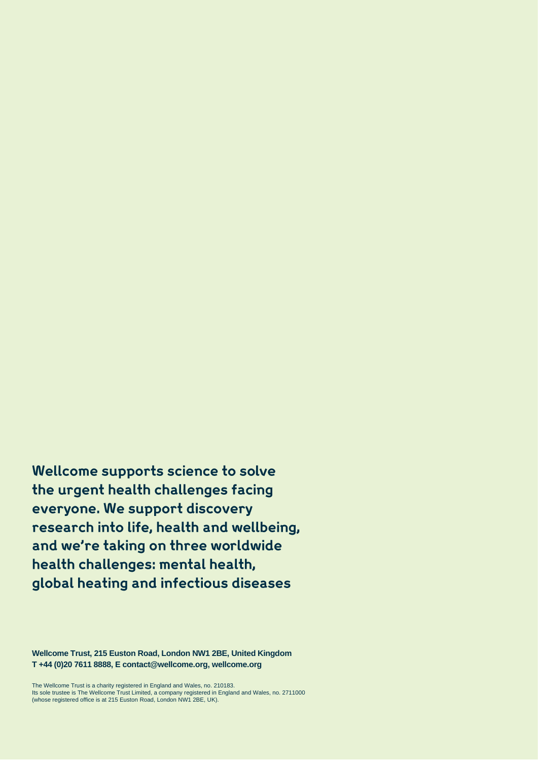**Wellcome supports science to solve the urgent health challenges facing everyone. We support discovery research into life, health and wellbeing, and we're taking on three worldwide health challenges: mental health, global heating and infectious diseases**

**Wellcome Trust, 215 Euston Road, London NW1 2BE, United Kingdom**
**T +44 (0)20 7611 8888, E contact@wellcome.org, wellcome.org**

The Wellcome Trust is a charity registered in England and Wales, no. 210183.
Its sole trustee is The Wellcome Trust Limited, a company registered in England and Wales, no. 2711000 (whose registered office is at 215 Euston Road, London NW1 2BE, UK).